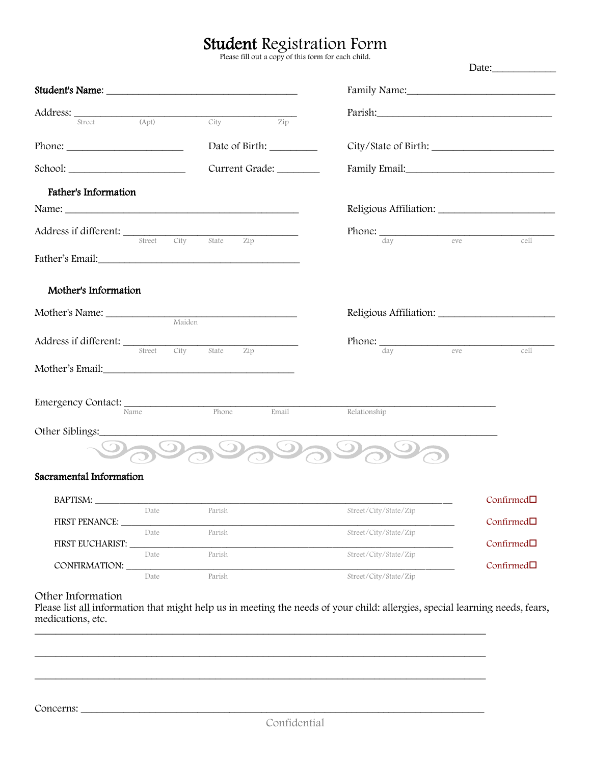# **Student** Registration Form

Please fill out a copy of this form for each child.

Date:____________

**Student's Name**: ______________________________________ Family Name:____________________________

Address: ______________________________________ Parish:__________________________________
Street (Apt) City Zip

Phone: _______________________ Date of Birth: _________ City/State of Birth: _______________________

School: _______________________ Current Grade: ________ Family Email:____________________________

### Father's Information

Name: ______________________________________________ Religious Affiliation: ______________________

Address if different: ____________________________ Phone: ___________________________________
Street City State Zip day eve cell

Father's Email:_______________________________________

### Mother's Information

Mother's Name: ______________________________________ Religious Affiliation: ______________________
Maiden

Address if different: ____________________________ Phone: ___________________________________
Street City State Zip day eve cell

Mother's Email:_____________________________________

Emergency Contact: __________________________________________________________________________
Name Phone Email Relationship

Other Siblings:_______________________________________________________________________________

### Sacramental Information

BAPTISM: __________________________________________________________________________ Confirmed☐
Date Parish Street/City/State/Zip

FIRST PENANCE: ____________________________________________________________________ Confirmed☐
Date Parish Street/City/State/Zip

FIRST EUCHARIST: ___________________________________________________________________ Confirmed☐
Date Parish Street/City/State/Zip

CONFIRMATION: _____________________________________________________________________ Confirmed☐
Date Parish Street/City/State/Zip

Other Information
Please list all information that might help us in meeting the needs of your child: allergies, special learning needs, fears, medications, etc.

_______________________________________________________________________________________

_______________________________________________________________________________________

_______________________________________________________________________________________

Concerns: ______________________________________________________________________________

Confidential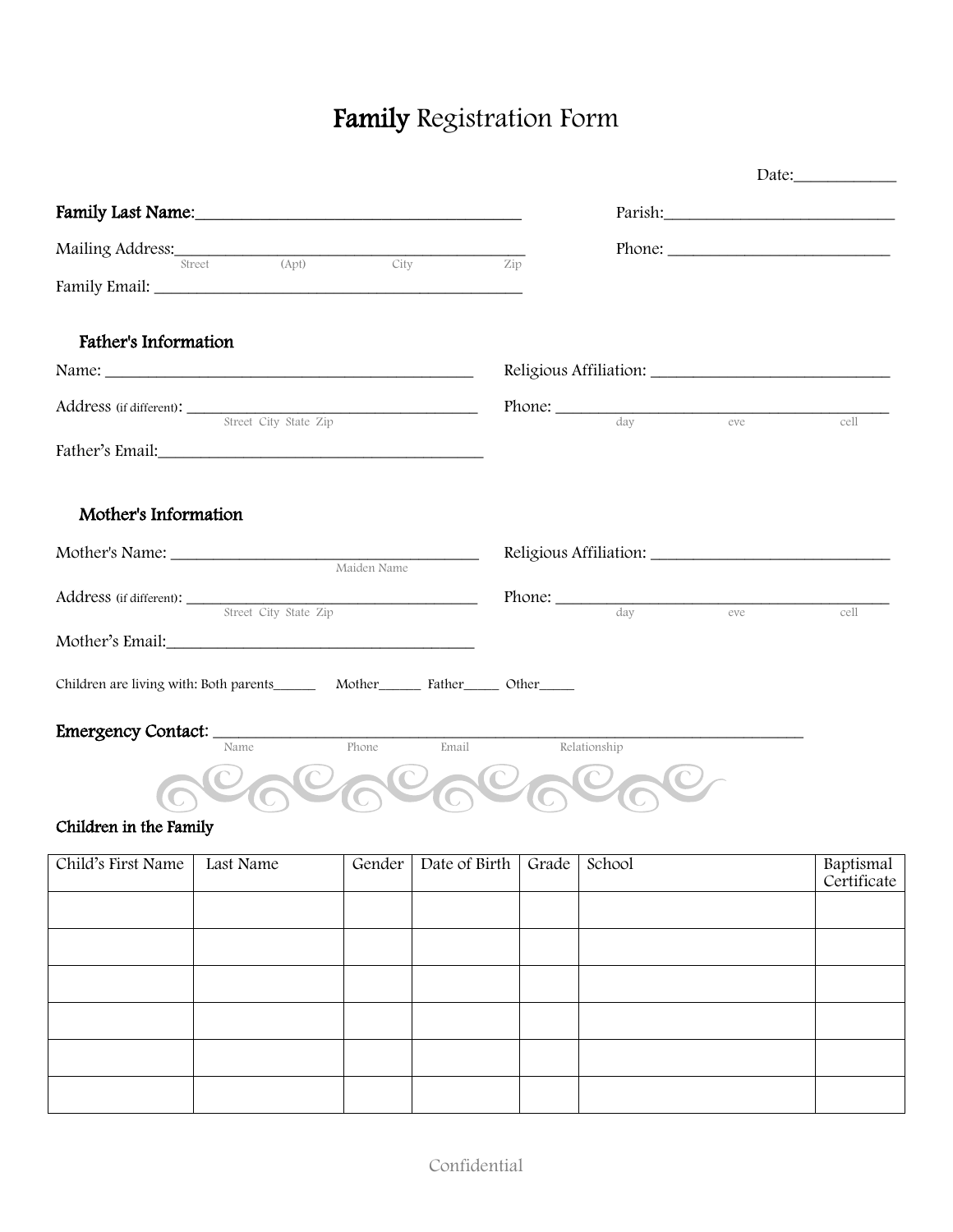# **Family** Registration Form

Date:____________

**Family Last Name**:_______________________________________ Parish:____________________________

Mailing Address:___________________________________________ Phone: ___________________________
Street (Apt) City Zip

Family Email: ____________________________________________

## Father's Information

Name: ____________________________________________ Religious Affiliation: ____________________________

Address (if different): ____________________________________ Phone: _______________________________________
Street City State Zip day eve cell

Father's Email:_______________________________________

## Mother's Information

Mother's Name: _____________________________________ Religious Affiliation: ____________________________
Maiden Name

Address (if different): ____________________________________ Phone: _______________________________________
Street City State Zip day eve cell

Mother's Email:_____________________________________

Children are living with: Both parents______ Mother______ Father_____ Other_____

**Emergency Contact**: __________________________________________________________________________
Name Phone Email Relationship

### Children in the Family

| Child's First Name | Last Name | Gender | Date of Birth | Grade | School | Baptismal Certificate |
|---|---|---|---|---|---|---|
| | | | | | | |
| | | | | | | |
| | | | | | | |
| | | | | | | |
| | | | | | | |
| | | | | | | |

Confidential